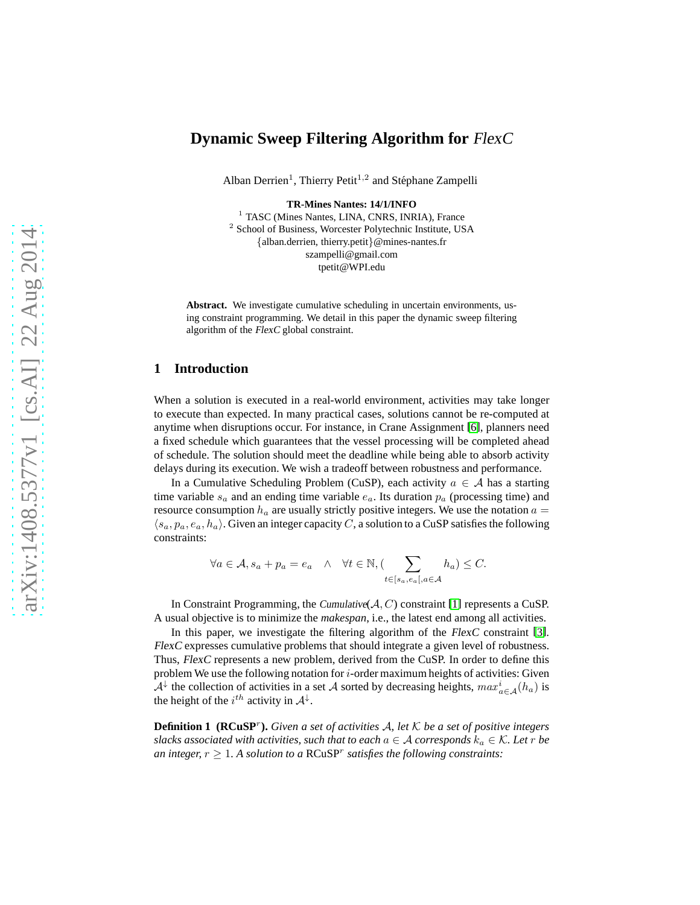# Dynamic Sweep Filtering Algorithm for *FlexC*

Alban Derrien[1], Thierry Petit[1,2] and Stéphane Zampelli

**TR-Mines Nantes: 14/1/INFO**

[1] TASC (Mines Nantes, LINA, CNRS, INRIA), France
[2] School of Business, Worcester Polytechnic Institute, USA
{alban.derrien, thierry.petit}@mines-nantes.fr
szampelli@gmail.com
tpetit@WPI.edu

**Abstract.** We investigate cumulative scheduling in uncertain environments, using constraint programming. We detail in this paper the dynamic sweep filtering algorithm of the *FlexC* global constraint.

## 1 Introduction

When a solution is executed in a real-world environment, activities may take longer to execute than expected. In many practical cases, solutions cannot be re-computed at anytime when disruptions occur. For instance, in Crane Assignment [6], planners need a fixed schedule which guarantees that the vessel processing will be completed ahead of schedule. The solution should meet the deadline while being able to absorb activity delays during its execution. We wish a tradeoff between robustness and performance.

In a Cumulative Scheduling Problem (CuSP), each activity $a \in \mathcal{A}$ has a starting time variable $s_a$ and an ending time variable $e_a$. Its duration $p_a$ (processing time) and resource consumption $h_a$ are usually strictly positive integers. We use the notation $a = \langle s_a, p_a, e_a, h_a \rangle$. Given an integer capacity $C$, a solution to a CuSP satisfies the following constraints:

$$\forall a \in \mathcal{A}, s_a + p_a = e_a \quad \wedge \quad \forall t \in \mathbb{N}, (\sum_{t \in [s_a, e_a[, a \in \mathcal{A}} h_a) \leq C.$$

In Constraint Programming, the *Cumulative*$(\mathcal{A}, C)$ constraint [1] represents a CuSP. A usual objective is to minimize the *makespan*, i.e., the latest end among all activities.

In this paper, we investigate the filtering algorithm of the *FlexC* constraint [3]. *FlexC* expresses cumulative problems that should integrate a given level of robustness. Thus, *FlexC* represents a new problem, derived from the CuSP. In order to define this problem We use the following notation for $i$-order maximum heights of activities: Given $\mathcal{A}^{\downarrow}$ the collection of activities in a set $\mathcal{A}$ sorted by decreasing heights, $max^i_{a \in \mathcal{A}}(h_a)$ is the height of the $i^{th}$ activity in $\mathcal{A}^{\downarrow}$.

**Definition 1 (RCuSP$^r$).** *Given a set of activities $\mathcal{A}$, let $\mathcal{K}$ be a set of positive integers slacks associated with activities, such that to each $a \in \mathcal{A}$ corresponds $k_a \in \mathcal{K}$. Let $r$ be an integer, $r \geq 1$. A solution to a* RCuSP$^r$ *satisfies the following constraints:*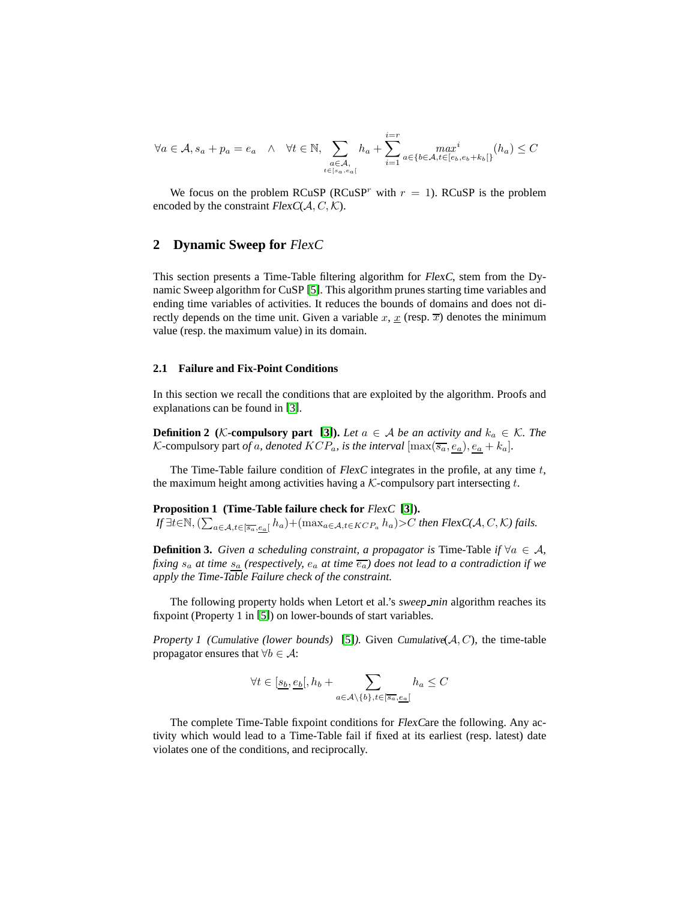$$\forall a \in \mathcal{A}, s_a + p_a = e_a \quad \wedge \quad \forall t \in \mathbb{N}, \sum_{\substack{a \in \mathcal{A}, \\ t \in [s_a, e_a[}} h_a + \sum_{i=1}^{i=r} \underset{a \in \{b \in \mathcal{A}, t \in [e_b, e_b + k_b[\}}{max^i} (h_a) \leq C$$

We focus on the problem RCuSP (RCuSP$^r$ with $r = 1$). RCuSP is the problem encoded by the constraint *FlexC*($\mathcal{A}, C, \mathcal{K}$).

## 2 Dynamic Sweep for *FlexC*

This section presents a Time-Table filtering algorithm for *FlexC*, stem from the Dynamic Sweep algorithm for CuSP [5]. This algorithm prunes starting time variables and ending time variables of activities. It reduces the bounds of domains and does not directly depends on the time unit. Given a variable $x$, $\underline{x}$ (resp. $\overline{x}$) denotes the minimum value (resp. the maximum value) in its domain.

### 2.1 Failure and Fix-Point Conditions

In this section we recall the conditions that are exploited by the algorithm. Proofs and explanations can be found in [3].

**Definition 2 ($\mathcal{K}$-compulsory part [3]).** *Let $a \in \mathcal{A}$ be an activity and $k_a \in \mathcal{K}$. The* $\mathcal{K}$-compulsory part *of $a$, denoted $KCP_a$, is the interval $[\max(\overline{s_a}, \underline{e_a}), \underline{e_a} + k_a[$.*

The Time-Table failure condition of *FlexC* integrates in the profile, at any time $t$, the maximum height among activities having a $\mathcal{K}$-compulsory part intersecting $t$.

**Proposition 1 (Time-Table failure check for *FlexC* [3]).**
*If $\exists t \in \mathbb{N}, (\sum_{a \in \mathcal{A}, t \in [\overline{s_a}, \underline{e_a}[} h_a) + (\max_{a \in \mathcal{A}, t \in KCP_a} h_a) > C$ then FlexC($\mathcal{A}, C, \mathcal{K}$) fails.*

**Definition 3.** *Given a scheduling constraint, a propagator is* Time-Table *if $\forall a \in \mathcal{A}$, fixing $s_a$ at time $\underline{s_a}$ (respectively, $e_a$ at time $\overline{e_a}$) does not lead to a contradiction if we apply the Time-Table Failure check of the constraint.*

The following property holds when Letort et al.'s *sweep_min* algorithm reaches its fixpoint (Property 1 in [5]) on lower-bounds of start variables.

*Property 1 (Cumulative (lower bounds) [5]).* Given *Cumulative*($\mathcal{A}, C$), the time-table propagator ensures that $\forall b \in \mathcal{A}$:

$$\forall t \in [\underline{s_b}, \underline{e_b}[, h_b + \sum_{a \in \mathcal{A} \setminus \{b\}, t \in [\overline{s_a}, \underline{e_a}[} h_a \leq C$$

The complete Time-Table fixpoint conditions for *FlexC*are the following. Any activity which would lead to a Time-Table fail if fixed at its earliest (resp. latest) date violates one of the conditions, and reciprocally.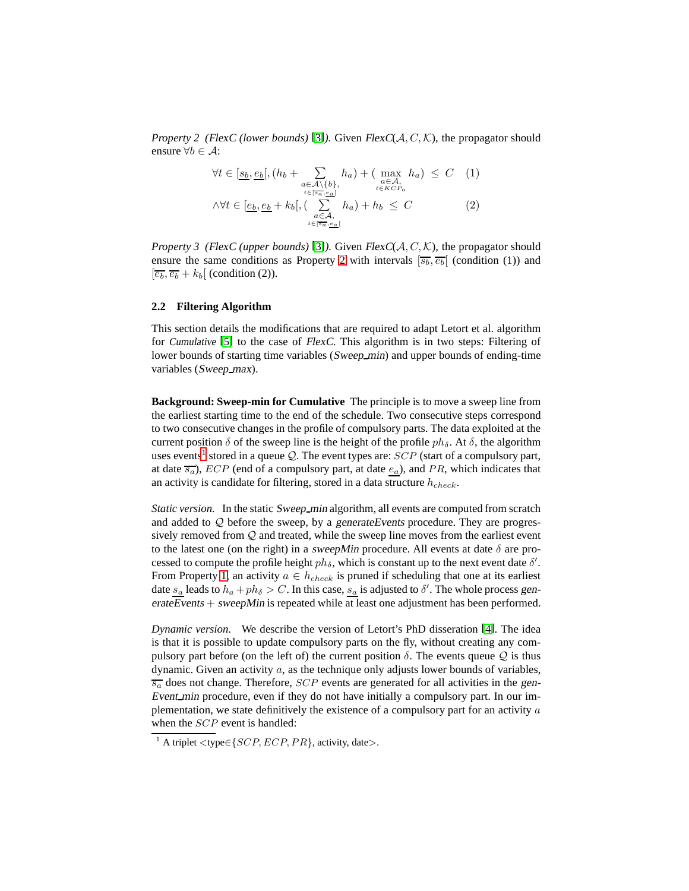*Property 2 (FlexC (lower bounds) [3]).* Given *FlexC*($\mathcal{A}, C, \mathcal{K}$), the propagator should ensure $\forall b \in \mathcal{A}$:

$$\forall t \in [\underline{s_b}, \underline{e_b}[, (h_b + \sum_{\substack{a \in \mathcal{A}\setminus\{b\}, \\ t \in [\overline{s_a}, \underline{e_a}[}} h_a) + (\max_{\substack{a \in \mathcal{A}, \\ t \in KCP_a}} h_a) \leq C \quad (1)$$

$$\wedge \forall t \in [\underline{e_b}, \underline{e_b} + k_b[, (\sum_{\substack{a \in \mathcal{A}, \\ t \in [\overline{s_a}, \underline{e_a}[}} h_a) + h_b \leq C \quad (2)$$

*Property 3 (FlexC (upper bounds) [3]).* Given *FlexC*($\mathcal{A}, C, \mathcal{K}$), the propagator should ensure the same conditions as Property 2 with intervals $[\overline{s_b}, \overline{e_b}[$ (condition (1)) and $[\overline{e_b}, \overline{e_b} + k_b[$ (condition (2)).

### 2.2 Filtering Algorithm

This section details the modifications that are required to adapt Letort et al. algorithm for *Cumulative* [5] to the case of *FlexC*. This algorithm is in two steps: Filtering of lower bounds of starting time variables (*Sweep_min*) and upper bounds of ending-time variables (*Sweep_max*).

**Background: Sweep-min for Cumulative** The principle is to move a sweep line from the earliest starting time to the end of the schedule. Two consecutive steps correspond to two consecutive changes in the profile of compulsory parts. The data exploited at the current position $\delta$ of the sweep line is the height of the profile $ph_\delta$. At $\delta$, the algorithm uses events[1] stored in a queue $\mathcal{Q}$. The event types are: $SCP$ (start of a compulsory part, at date $\overline{s_a}$), $ECP$ (end of a compulsory part, at date $\underline{e_a}$), and $PR$, which indicates that an activity is candidate for filtering, stored in a data structure $h_{check}$.

*Static version.* In the static *Sweep_min* algorithm, all events are computed from scratch and added to $\mathcal{Q}$ before the sweep, by a *generateEvents* procedure. They are progressively removed from $\mathcal{Q}$ and treated, while the sweep line moves from the earliest event to the latest one (on the right) in a *sweepMin* procedure. All events at date $\delta$ are processed to compute the profile height $ph_\delta$, which is constant up to the next event date $\delta'$. From Property 1, an activity $a \in h_{check}$ is pruned if scheduling that one at its earliest date $\underline{s_a}$ leads to $h_a + ph_\delta > C$. In this case, $\underline{s_a}$ is adjusted to $\delta'$. The whole process *generateEvents* + *sweepMin* is repeated while at least one adjustment has been performed.

*Dynamic version.* We describe the version of Letort's PhD disseration [4]. The idea is that it is possible to update compulsory parts on the fly, without creating any compulsory part before (on the left of) the current position $\delta$. The events queue $\mathcal{Q}$ is thus dynamic. Given an activity $a$, as the technique only adjusts lower bounds of variables, $\overline{s_a}$ does not change. Therefore, $SCP$ events are generated for all activities in the *genEvent_min* procedure, even if they do not have initially a compulsory part. In our implementation, we state definitively the existence of a compulsory part for an activity $a$ when the $SCP$ event is handled:

[1] A triplet <type$\in\{SCP, ECP, PR\}$, activity, date>.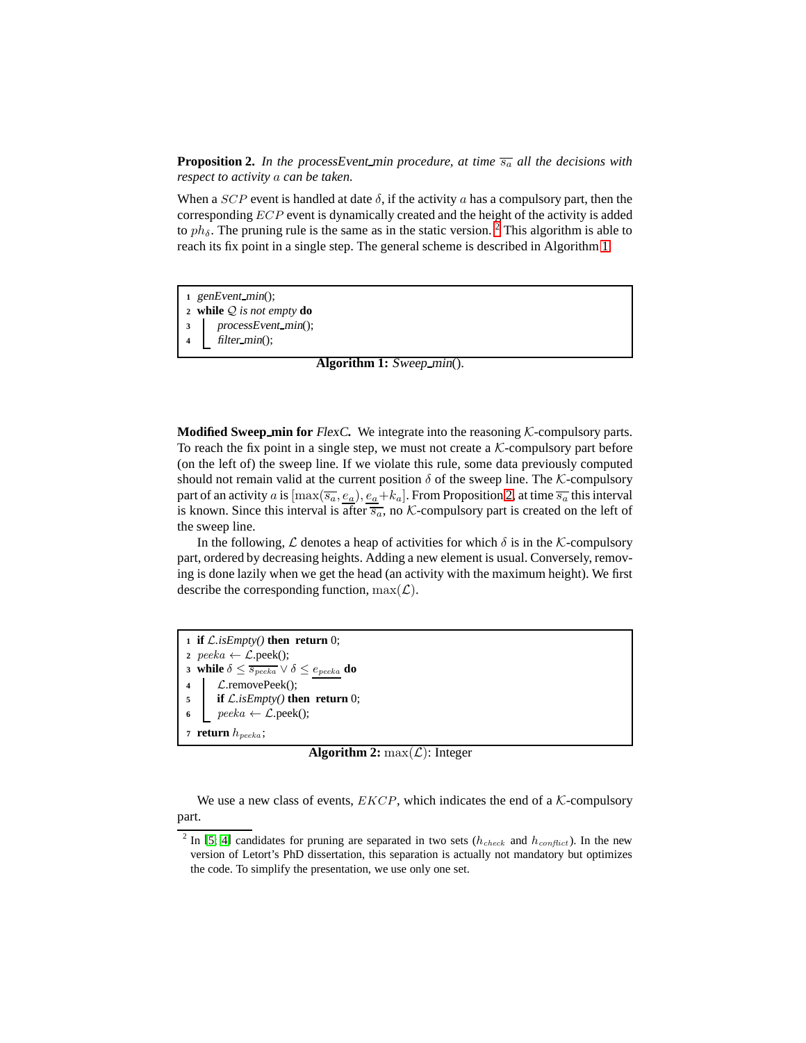**Proposition 2.** *In the processEvent_min procedure, at time $\overline{s_a}$ all the decisions with respect to activity $a$ can be taken.*

When a $SCP$ event is handled at date $\delta$, if the activity $a$ has a compulsory part, then the corresponding $ECP$ event is dynamically created and the height of the activity is added to $ph_\delta$. The pruning rule is the same as in the static version. [2] This algorithm is able to reach its fix point in a single step. The general scheme is described in Algorithm 1.

```
1  genEvent_min();
2  while Q is not empty do
3      processEvent_min();
4      filter_min();
```

**Algorithm 1:** *Sweep_min*().

**Modified Sweep_min for** ***FlexC*****.** We integrate into the reasoning $\mathcal{K}$-compulsory parts. To reach the fix point in a single step, we must not create a $\mathcal{K}$-compulsory part before (on the left of) the sweep line. If we violate this rule, some data previously computed should not remain valid at the current position $\delta$ of the sweep line. The $\mathcal{K}$-compulsory part of an activity $a$ is $[\max(\overline{s_a}, \underline{e_a}), \underline{e_a} + k_a]$. From Proposition 2, at time $\overline{s_a}$ this interval is known. Since this interval is after $\overline{s_a}$, no $\mathcal{K}$-compulsory part is created on the left of the sweep line.

In the following, $\mathcal{L}$ denotes a heap of activities for which $\delta$ is in the $\mathcal{K}$-compulsory part, ordered by decreasing heights. Adding a new element is usual. Conversely, removing is done lazily when we get the head (an activity with the maximum height). We first describe the corresponding function, $\max(\mathcal{L})$.

```
1  if L.isEmpty() then return 0;
2  peeka ← L.peek();
3  while δ ≤ s̄_peeka ∨ δ ≤ e_peeka do
4      L.removePeek();
5      if L.isEmpty() then return 0;
6      peeka ← L.peek();
7  return h_peeka;
```

**Algorithm 2:** $\max(\mathcal{L})$: Integer

We use a new class of events, $EKCP$, which indicates the end of a $\mathcal{K}$-compulsory part.

[2] In [5, 4] candidates for pruning are separated in two sets ($h_{check}$ and $h_{conflict}$). In the new version of Letort's PhD dissertation, this separation is actually not mandatory but optimizes the code. To simplify the presentation, we use only one set.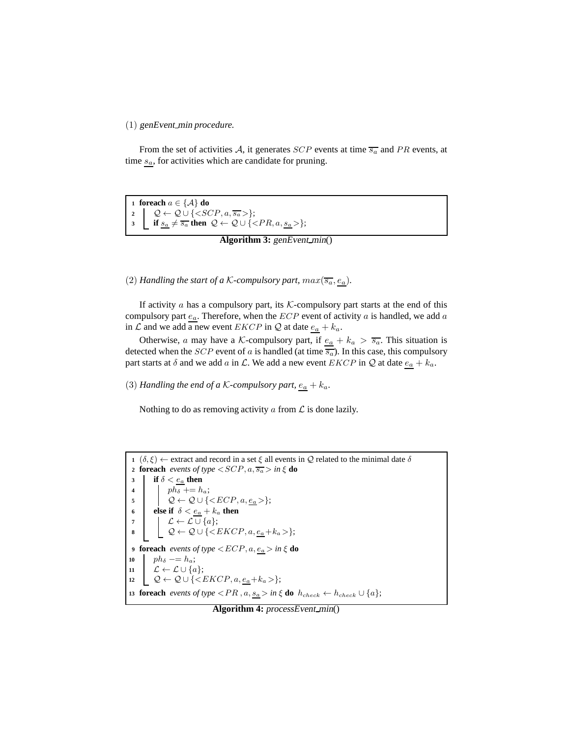(1) *genEvent_min procedure.*

From the set of activities $\mathcal{A}$, it generates $SCP$ events at time $\overline{s_a}$ and $PR$ events, at time $\underline{s_a}$, for activities which are candidate for pruning.

```
1  foreach a ∈ {A} do
2      Q ← Q ∪ {<SCP, a, s̄_a>};
3      if s_a ≠ s̄_a then Q ← Q ∪ {<PR, a, s_a>};
```

**Algorithm 3:** *genEvent_min*()

(2) *Handling the start of a $\mathcal{K}$-compulsory part, $max(\overline{s_a}, \underline{e_a})$.*

If activity $a$ has a compulsory part, its $\mathcal{K}$-compulsory part starts at the end of this compulsory part $\underline{e_a}$. Therefore, when the $ECP$ event of activity $a$ is handled, we add $a$ in $\mathcal{L}$ and we add a new event $EKCP$ in $\mathcal{Q}$ at date $\underline{e_a} + k_a$.

Otherwise, $a$ may have a $\mathcal{K}$-compulsory part, if $\underline{e_a} + k_a > \overline{s_a}$. This situation is detected when the $SCP$ event of $a$ is handled (at time $\overline{s_a}$). In this case, this compulsory part starts at $\delta$ and we add $a$ in $\mathcal{L}$. We add a new event $EKCP$ in $\mathcal{Q}$ at date $\underline{e_a} + k_a$.

(3) *Handling the end of a $\mathcal{K}$-compulsory part, $\underline{e_a} + k_a$.*

Nothing to do as removing activity $a$ from $\mathcal{L}$ is done lazily.

```
1  (δ, ξ) ← extract and record in a set ξ all events in Q related to the minimal date δ
2  foreach events of type <SCP, a, s̄_a> in ξ do
3      if δ < e_a then
4          ph_δ += h_a;
5          Q ← Q ∪ {<ECP, a, e_a>};
6      else if δ < e_a + k_a then
7          L ← L ∪ {a};
8          Q ← Q ∪ {<EKCP, a, e_a+k_a>};
9  foreach events of type <ECP, a, e_a> in ξ do
10     ph_δ −= h_a;
11     L ← L ∪ {a};
12     Q ← Q ∪ {<EKCP, a, e_a+k_a>};
13 foreach events of type <PR, a, s_a> in ξ do h_check ← h_check ∪ {a};
```

**Algorithm 4:** *processEvent_min*()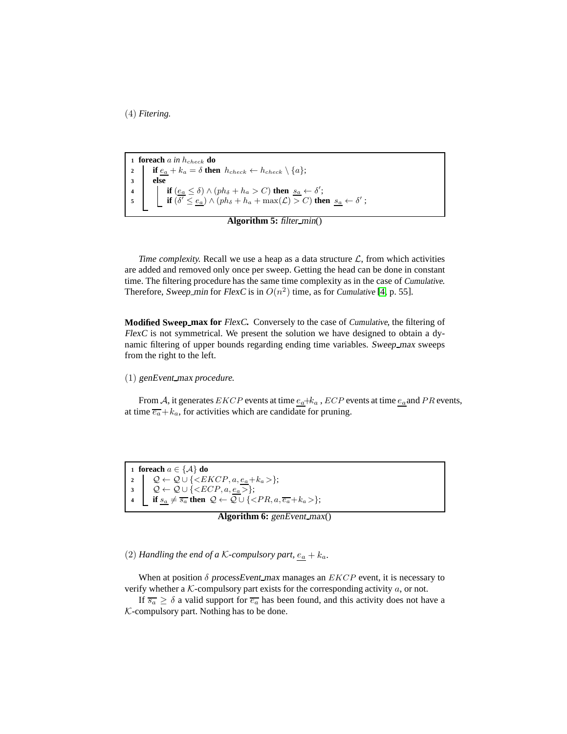(4) *Fitering.*

```
1 foreach a in h_check do
2     if e̲_a + k_a = δ then h_check ← h_check \ {a};
3     else
4         if (e̲_a ≤ δ) ∧ (ph_δ + h_a > C) then s̲_a ← δ';
5         if (δ' ≤ e̲_a) ∧ (ph_δ + h_a + max(L) > C) then s̲_a ← δ' ;
```

**Algorithm 5:** *filter_min*()

*Time complexity.* Recall we use a heap as a data structure $\mathcal{L}$, from which activities are added and removed only once per sweep. Getting the head can be done in constant time. The filtering procedure has the same time complexity as in the case of *Cumulative*. Therefore, *Sweep_min* for *FlexC* is in $O(n^2)$ time, as for *Cumulative* [4, p. 55].

**Modified Sweep_max for *FlexC*.** Conversely to the case of *Cumulative*, the filtering of *FlexC* is not symmetrical. We present the solution we have designed to obtain a dynamic filtering of upper bounds regarding ending time variables. *Sweep_max* sweeps from the right to the left.

(1) *genEvent_max procedure.*

From $\mathcal{A}$, it generates $EKCP$ events at time $\underline{e_a}+k_a$ , $ECP$ events at time $\underline{e_a}$ and $PR$ events, at time $\overline{e_a}+k_a$, for activities which are candidate for pruning.

```
1 foreach a ∈ {A} do
2     Q ← Q ∪ {<EKCP, a, e̲_a+k_a>};
3     Q ← Q ∪ {<ECP, a, e̲_a>};
4     if s̲_a ≠ s̄_a then Q ← Q ∪ {<PR, a, ē_a+k_a>};
```

**Algorithm 6:** *genEvent_max*()

(2) *Handling the end of a $\mathcal{K}$-compulsory part, $\underline{e_a} + k_a$.*

When at position $\delta$ *processEvent_max* manages an $EKCP$ event, it is necessary to verify whether a $\mathcal{K}$-compulsory part exists for the corresponding activity $a$, or not.

If $\overline{s_a} \geq \delta$ a valid support for $\overline{e_a}$ has been found, and this activity does not have a $\mathcal{K}$-compulsory part. Nothing has to be done.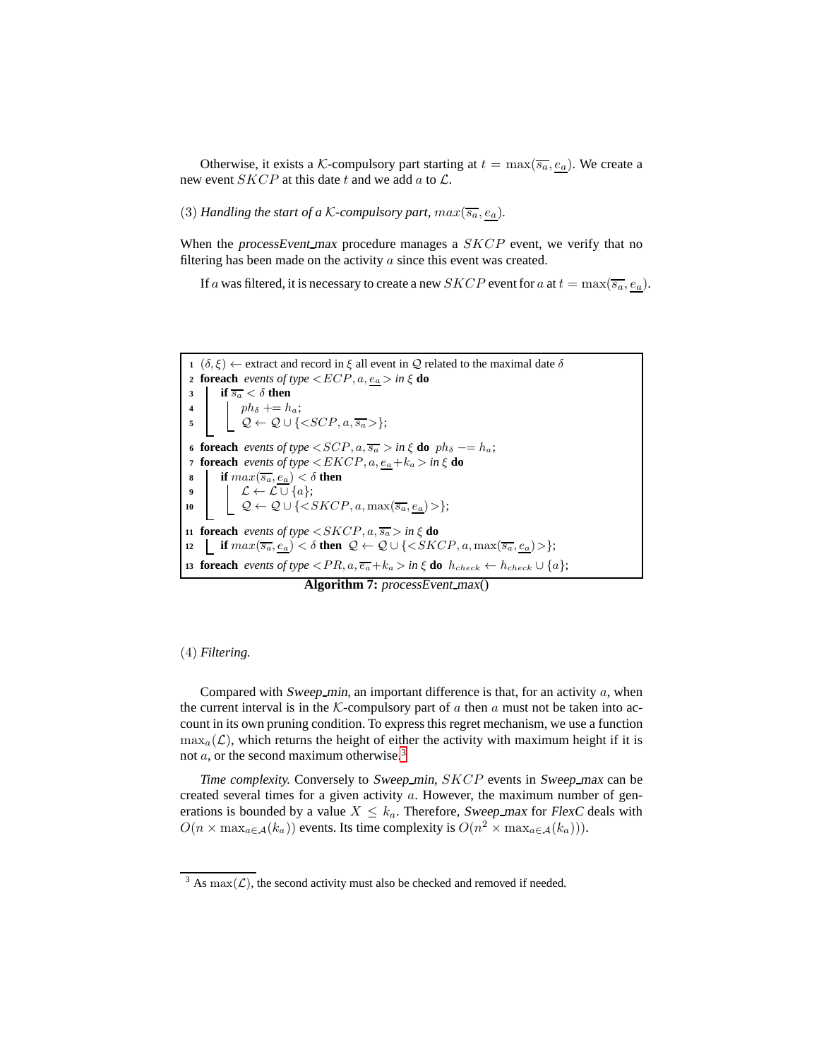Otherwise, it exists a $\mathcal{K}$-compulsory part starting at $t = \max(\overline{s_a}, \underline{e_a})$. We create a new event $SKCP$ at this date $t$ and we add $a$ to $\mathcal{L}$.

(3) *Handling the start of a* $\mathcal{K}$*-compulsory part,* $max(\overline{s_a}, \underline{e_a})$*.*

When the *processEvent_max* procedure manages a $SKCP$ event, we verify that no filtering has been made on the activity $a$ since this event was created.

If $a$ was filtered, it is necessary to create a new $SKCP$ event for $a$ at $t = \max(\overline{s_a}, \underline{e_a})$.

```
1  (δ, ξ) ← extract and record in ξ all event in Q related to the maximal date δ
2  foreach events of type <ECP, a, e_a> in ξ do
3      if s̄_a < δ then
4          ph_δ += h_a;
5          Q ← Q ∪ {<SCP, a, s̄_a>};
6  foreach events of type <SCP, a, s̄_a > in ξ do ph_δ −= h_a;
7  foreach events of type <EKCP, a, e_a+k_a> in ξ do
8      if max(s̄_a, e_a) < δ then
9          L ← L ∪ {a};
10         Q ← Q ∪ {<SKCP, a, max(s̄_a, e_a)>};
11 foreach events of type <SKCP, a, s̄_a> in ξ do
12     if max(s̄_a, e_a) < δ then Q ← Q ∪ {<SKCP, a, max(s̄_a, e_a)>};
13 foreach events of type <PR, a, ē_a+k_a> in ξ do h_check ← h_check ∪ {a};
```

**Algorithm 7:** *processEvent_max*()

(4) *Filtering.*

Compared with *Sweep_min*, an important difference is that, for an activity $a$, when the current interval is in the $\mathcal{K}$-compulsory part of $a$ then $a$ must not be taken into account in its own pruning condition. To express this regret mechanism, we use a function $\max_a(\mathcal{L})$, which returns the height of either the activity with maximum height if it is not $a$, or the second maximum otherwise.[3]

*Time complexity.* Conversely to *Sweep_min*, $SKCP$ events in *Sweep_max* can be created several times for a given activity $a$. However, the maximum number of generations is bounded by a value $X \leq k_a$. Therefore, *Sweep_max* for *FlexC* deals with $O(n \times \max_{a \in \mathcal{A}}(k_a))$ events. Its time complexity is $O(n^2 \times \max_{a \in \mathcal{A}}(k_a)))$.

[3] As $\max(\mathcal{L})$, the second activity must also be checked and removed if needed.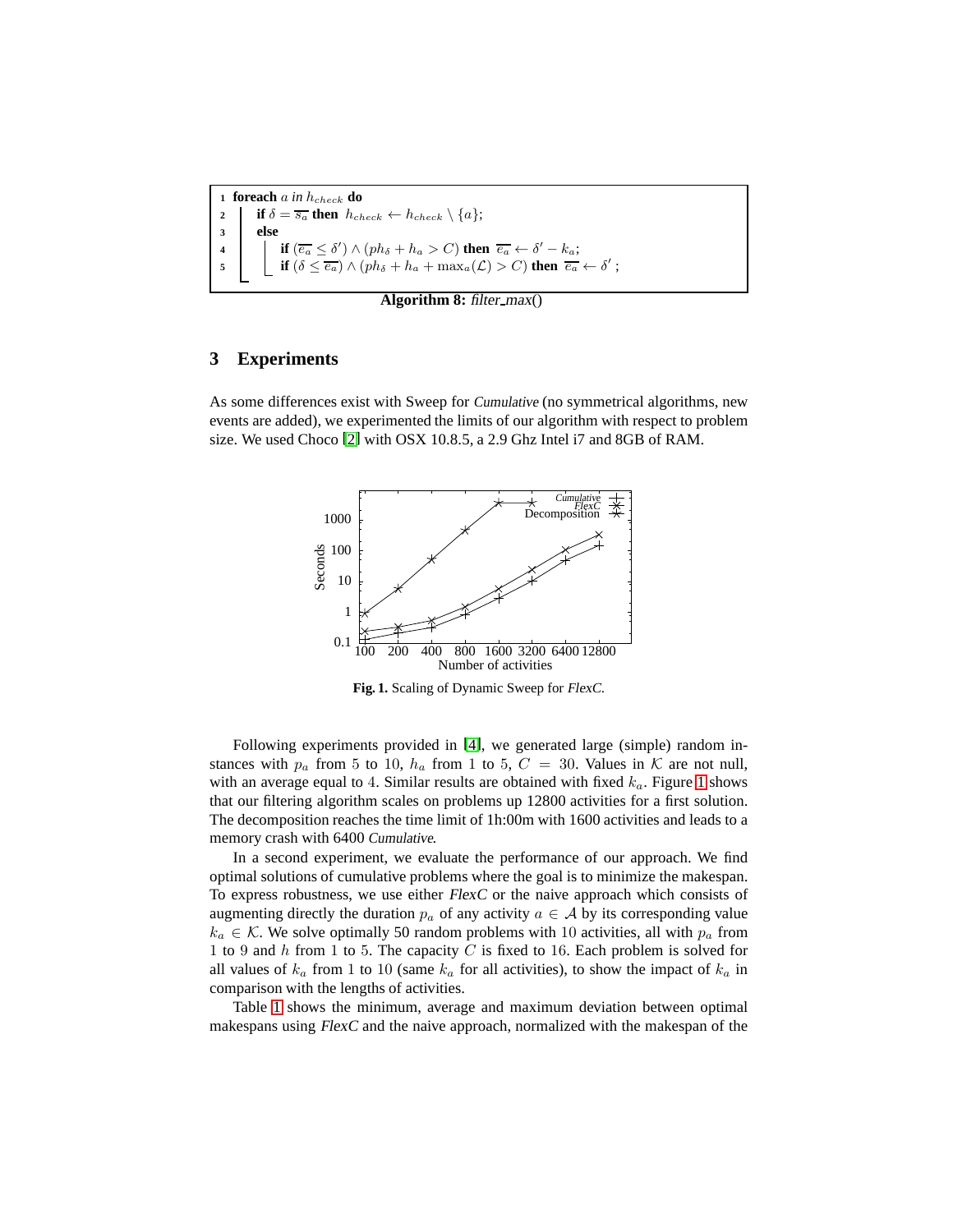```
1 foreach a in h_check do
2   if δ = s̄_a then h_check ← h_check \ {a};
3   else
4     if (ē_a ≤ δ') ∧ (ph_δ + h_a > C) then ē_a ← δ' − k_a;
5     if (δ ≤ ē_a) ∧ (ph_δ + h_a + max_a(L) > C) then ē_a ← δ' ;
```

**Algorithm 8:** *filter_max*()

## 3 Experiments

As some differences exist with Sweep for *Cumulative* (no symmetrical algorithms, new events are added), we experimented the limits of our algorithm with respect to problem size. We used Choco [2] with OSX 10.8.5, a 2.9 Ghz Intel i7 and 8GB of RAM.

**Fig. 1.** Scaling of Dynamic Sweep for *FlexC*.

Following experiments provided in [4], we generated large (simple) random instances with $p_a$ from 5 to 10, $h_a$ from 1 to 5, $C = 30$. Values in $\mathcal{K}$ are not null, with an average equal to 4. Similar results are obtained with fixed $k_a$. Figure 1 shows that our filtering algorithm scales on problems up 12800 activities for a first solution. The decomposition reaches the time limit of 1h:00m with 1600 activities and leads to a memory crash with 6400 *Cumulative*.

In a second experiment, we evaluate the performance of our approach. We find optimal solutions of cumulative problems where the goal is to minimize the makespan. To express robustness, we use either *FlexC* or the naive approach which consists of augmenting directly the duration $p_a$ of any activity $a \in \mathcal{A}$ by its corresponding value $k_a \in \mathcal{K}$. We solve optimally 50 random problems with 10 activities, all with $p_a$ from 1 to 9 and $h$ from 1 to 5. The capacity $C$ is fixed to 16. Each problem is solved for all values of $k_a$ from 1 to 10 (same $k_a$ for all activities), to show the impact of $k_a$ in comparison with the lengths of activities.

Table 1 shows the minimum, average and maximum deviation between optimal makespans using *FlexC* and the naive approach, normalized with the makespan of the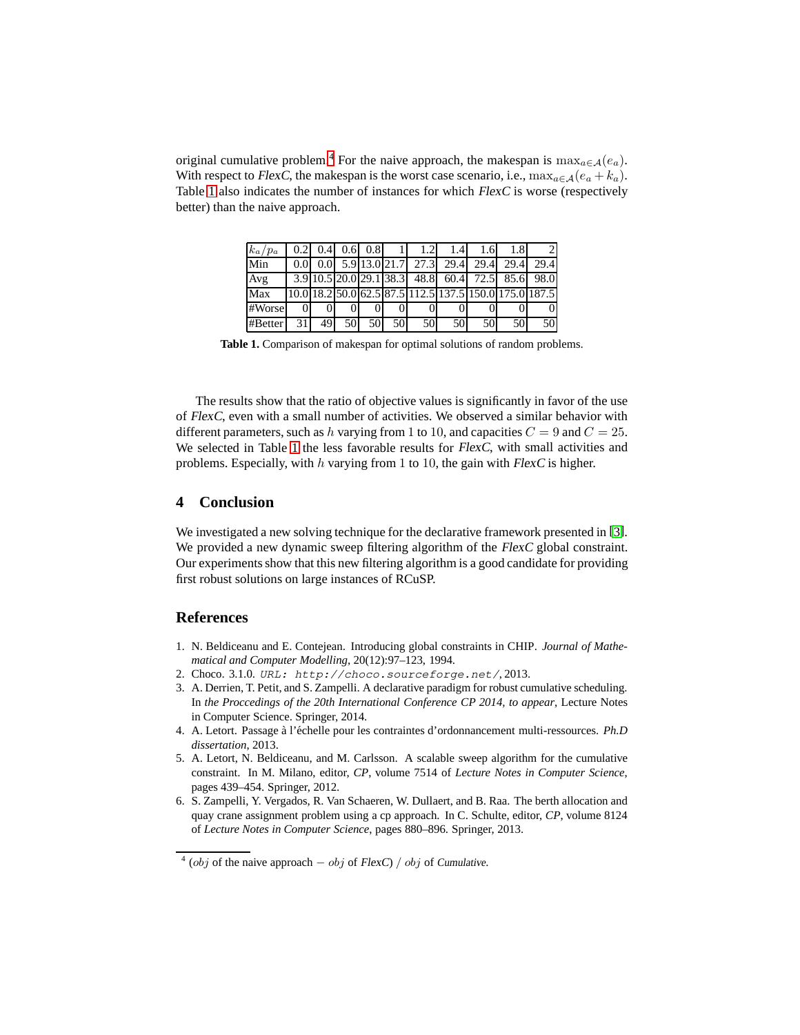original cumulative problem.[4] For the naive approach, the makespan is $\max_{a \in \mathcal{A}}(e_a)$. With respect to *FlexC*, the makespan is the worst case scenario, i.e., $\max_{a \in \mathcal{A}}(e_a + k_a)$. Table 1 also indicates the number of instances for which *FlexC* is worse (respectively better) than the naive approach.

| $k_a/p_a$ | 0.2 | 0.4 | 0.6 | 0.8 | 1 | 1.2 | 1.4 | 1.6 | 1.8 | 2 |
|---|---|---|---|---|---|---|---|---|---|---|
| Min | 0.0 | 0.0 | 5.9 | 13.0 | 21.7 | 27.3 | 29.4 | 29.4 | 29.4 | 29.4 |
| Avg | 3.9 | 10.5 | 20.0 | 29.1 | 38.3 | 48.8 | 60.4 | 72.5 | 85.6 | 98.0 |
| Max | 10.0 | 18.2 | 50.0 | 62.5 | 87.5 | 112.5 | 137.5 | 150.0 | 175.0 | 187.5 |
| #Worse | 0 | 0 | 0 | 0 | 0 | 0 | 0 | 0 | 0 | 0 |
| #Better | 31 | 49 | 50 | 50 | 50 | 50 | 50 | 50 | 50 | 50 |

**Table 1.** Comparison of makespan for optimal solutions of random problems.

The results show that the ratio of objective values is significantly in favor of the use of *FlexC*, even with a small number of activities. We observed a similar behavior with different parameters, such as $h$ varying from 1 to 10, and capacities $C = 9$ and $C = 25$. We selected in Table 1 the less favorable results for *FlexC*, with small activities and problems. Especially, with $h$ varying from 1 to 10, the gain with *FlexC* is higher.

## 4 Conclusion

We investigated a new solving technique for the declarative framework presented in [3]. We provided a new dynamic sweep filtering algorithm of the *FlexC* global constraint. Our experiments show that this new filtering algorithm is a good candidate for providing first robust solutions on large instances of RCuSP.

## References

1. N. Beldiceanu and E. Contejean. Introducing global constraints in CHIP. *Journal of Mathematical and Computer Modelling*, 20(12):97–123, 1994.
2. Choco. 3.1.0. `URL: http://choco.sourceforge.net/`, 2013.
3. A. Derrien, T. Petit, and S. Zampelli. A declarative paradigm for robust cumulative scheduling. In *the Proccedings of the 20th International Conference CP 2014, to appear*, Lecture Notes in Computer Science. Springer, 2014.
4. A. Letort. Passage à l'échelle pour les contraintes d'ordonnancement multi-ressources. *Ph.D dissertation*, 2013.
5. A. Letort, N. Beldiceanu, and M. Carlsson. A scalable sweep algorithm for the cumulative constraint. In M. Milano, editor, *CP*, volume 7514 of *Lecture Notes in Computer Science*, pages 439–454. Springer, 2012.
6. S. Zampelli, Y. Vergados, R. Van Schaeren, W. Dullaert, and B. Raa. The berth allocation and quay crane assignment problem using a cp approach. In C. Schulte, editor, *CP*, volume 8124 of *Lecture Notes in Computer Science*, pages 880–896. Springer, 2013.

[4] ($obj$ of the naive approach $-$ $obj$ of *FlexC*) / $obj$ of *Cumulative*.